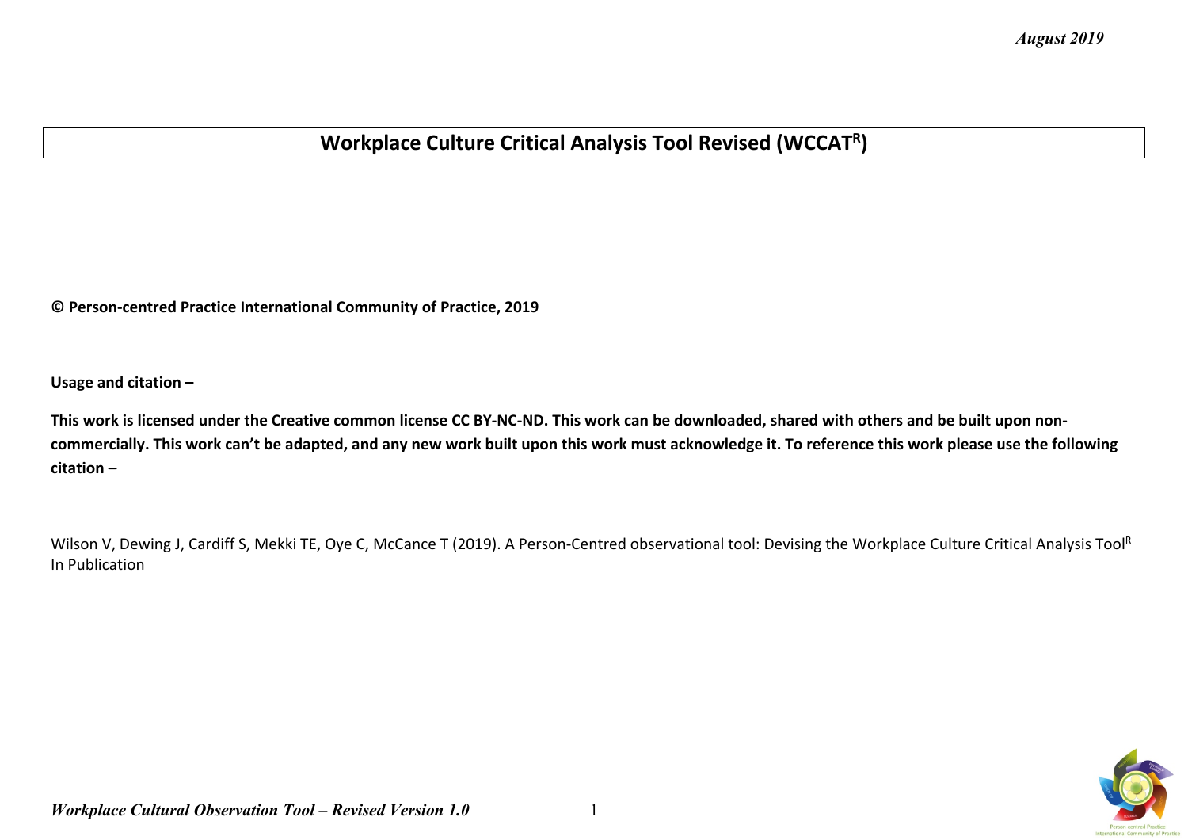*August 2019*

# Workplace Culture Critical Analysis Tool Revised (WCCAT[R])

**© Person-centred Practice International Community of Practice, 2019**

**Usage and citation –**

**This work is licensed under the Creative common license CC BY-NC-ND. This work can be downloaded, shared with others and be built upon non-commercially. This work can't be adapted, and any new work built upon this work must acknowledge it. To reference this work please use the following citation –**

Wilson V, Dewing J, Cardiff S, Mekki TE, Oye C, McCance T (2019). A Person-Centred observational tool: Devising the Workplace Culture Critical Analysis Tool[R] In Publication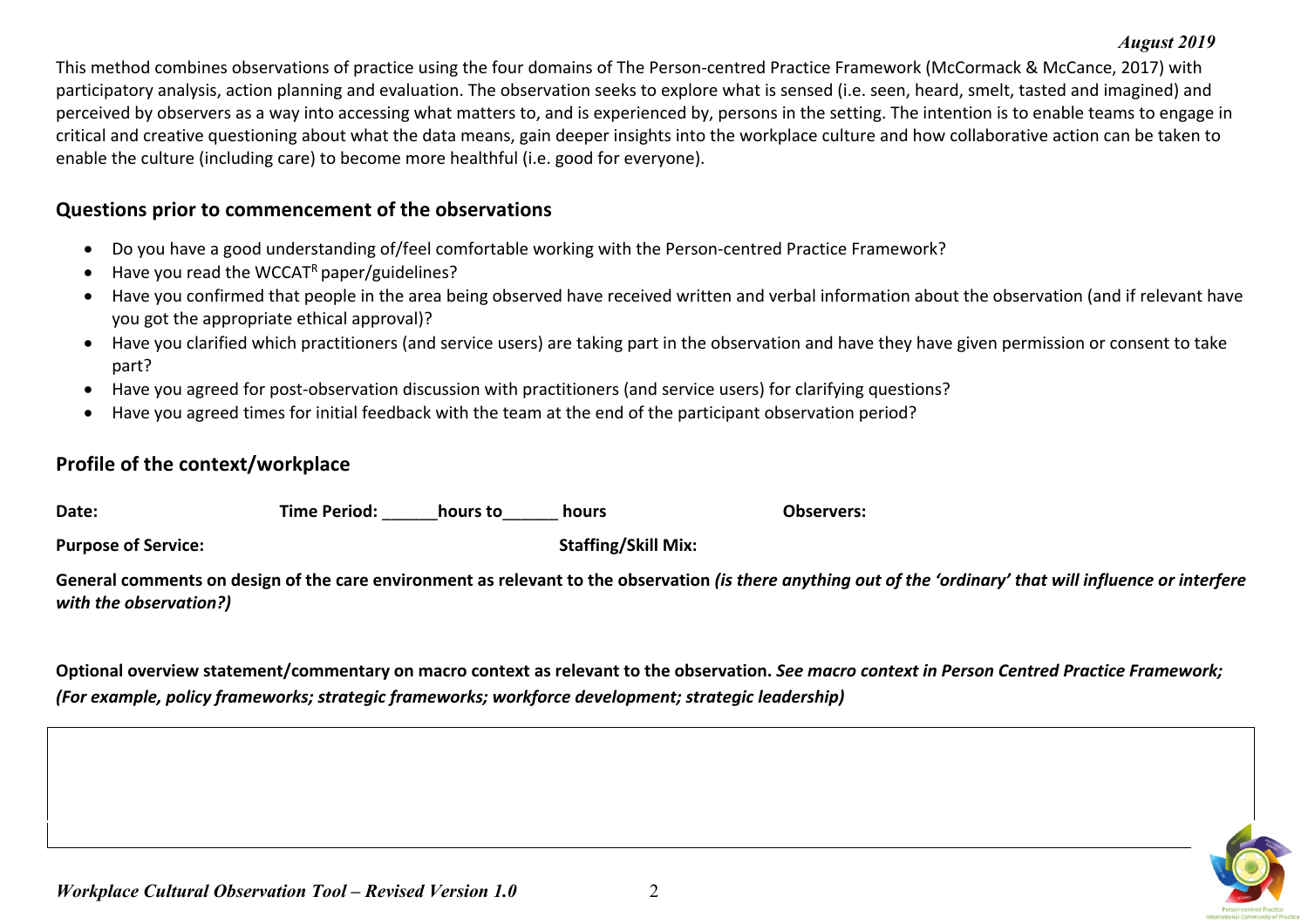This method combines observations of practice using the four domains of The Person-centred Practice Framework (McCormack & McCance, 2017) with participatory analysis, action planning and evaluation. The observation seeks to explore what is sensed (i.e. seen, heard, smelt, tasted and imagined) and perceived by observers as a way into accessing what matters to, and is experienced by, persons in the setting. The intention is to enable teams to engage in critical and creative questioning about what the data means, gain deeper insights into the workplace culture and how collaborative action can be taken to enable the culture (including care) to become more healthful (i.e. good for everyone).

## Questions prior to commencement of the observations

- Do you have a good understanding of/feel comfortable working with the Person-centred Practice Framework?
- Have you read the WCCAT[R] paper/guidelines?
- Have you confirmed that people in the area being observed have received written and verbal information about the observation (and if relevant have you got the appropriate ethical approval)?
- Have you clarified which practitioners (and service users) are taking part in the observation and have they have given permission or consent to take part?
- Have you agreed for post-observation discussion with practitioners (and service users) for clarifying questions?
- Have you agreed times for initial feedback with the team at the end of the participant observation period?

## Profile of the context/workplace

**Date:** **Time Period:** ______**hours to**______ **hours** **Observers:**

**Purpose of Service:** **Staffing/Skill Mix:**

**General comments on design of the care environment as relevant to the observation** ***(is there anything out of the 'ordinary' that will influence or interfere with the observation?)***

**Optional overview statement/commentary on macro context as relevant to the observation.** ***See macro context in Person Centred Practice Framework; (For example, policy frameworks; strategic frameworks; workforce development; strategic leadership)***

| |
|---|
| |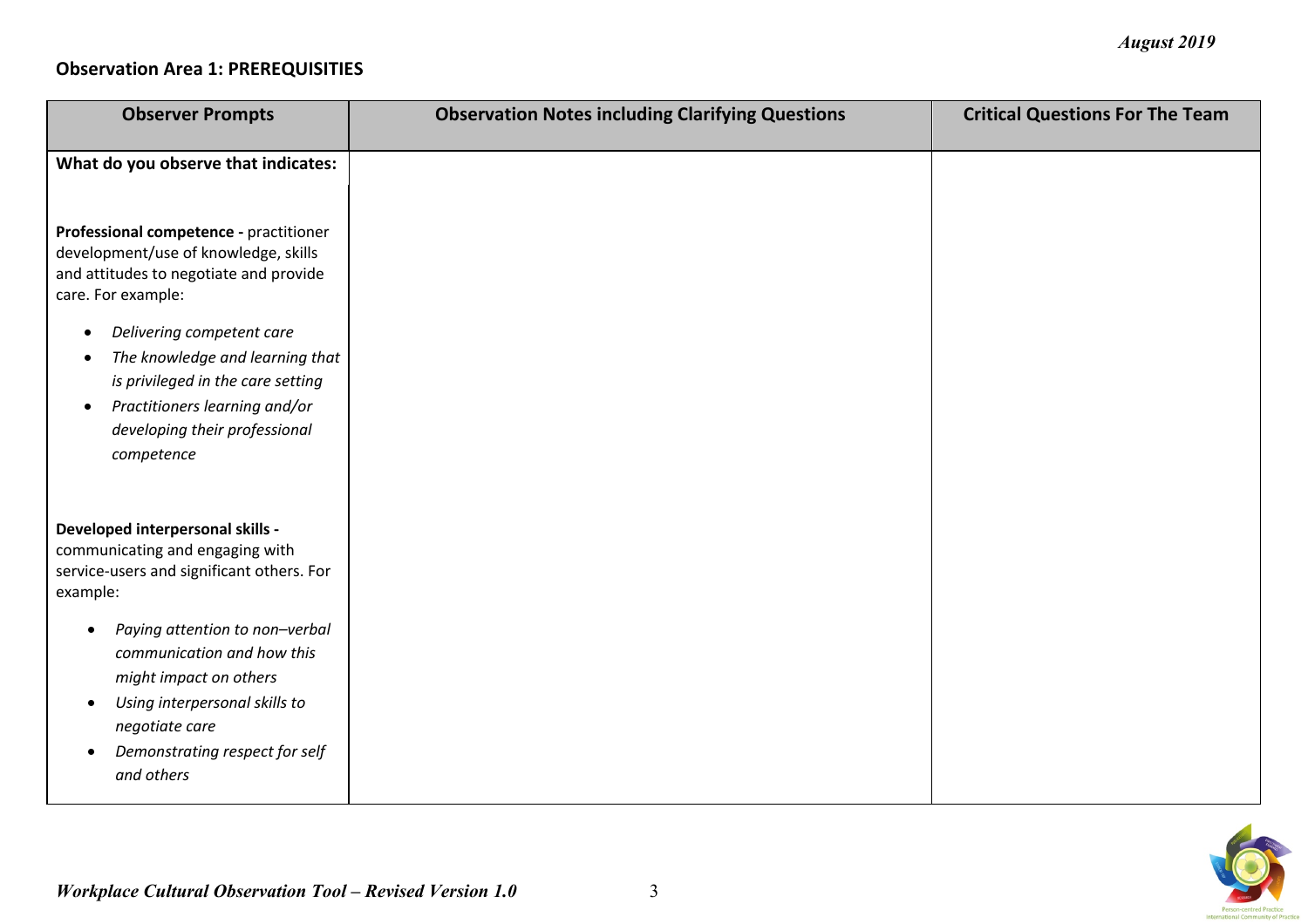## Observation Area 1: PREREQUISITIES

| Observer Prompts | Observation Notes including Clarifying Questions | Critical Questions For The Team |
|---|---|---|
| **What do you observe that indicates:** <br><br> **Professional competence -** practitioner development/use of knowledge, skills and attitudes to negotiate and provide care. For example: <br>• *Delivering competent care* <br>• *The knowledge and learning that is privileged in the care setting* <br>• *Practitioners learning and/or developing their professional competence* <br><br> **Developed interpersonal skills -** communicating and engaging with service-users and significant others. For example: <br>• *Paying attention to non–verbal communication and how this might impact on others* <br>• *Using interpersonal skills to negotiate care* <br>• *Demonstrating respect for self and others* | | |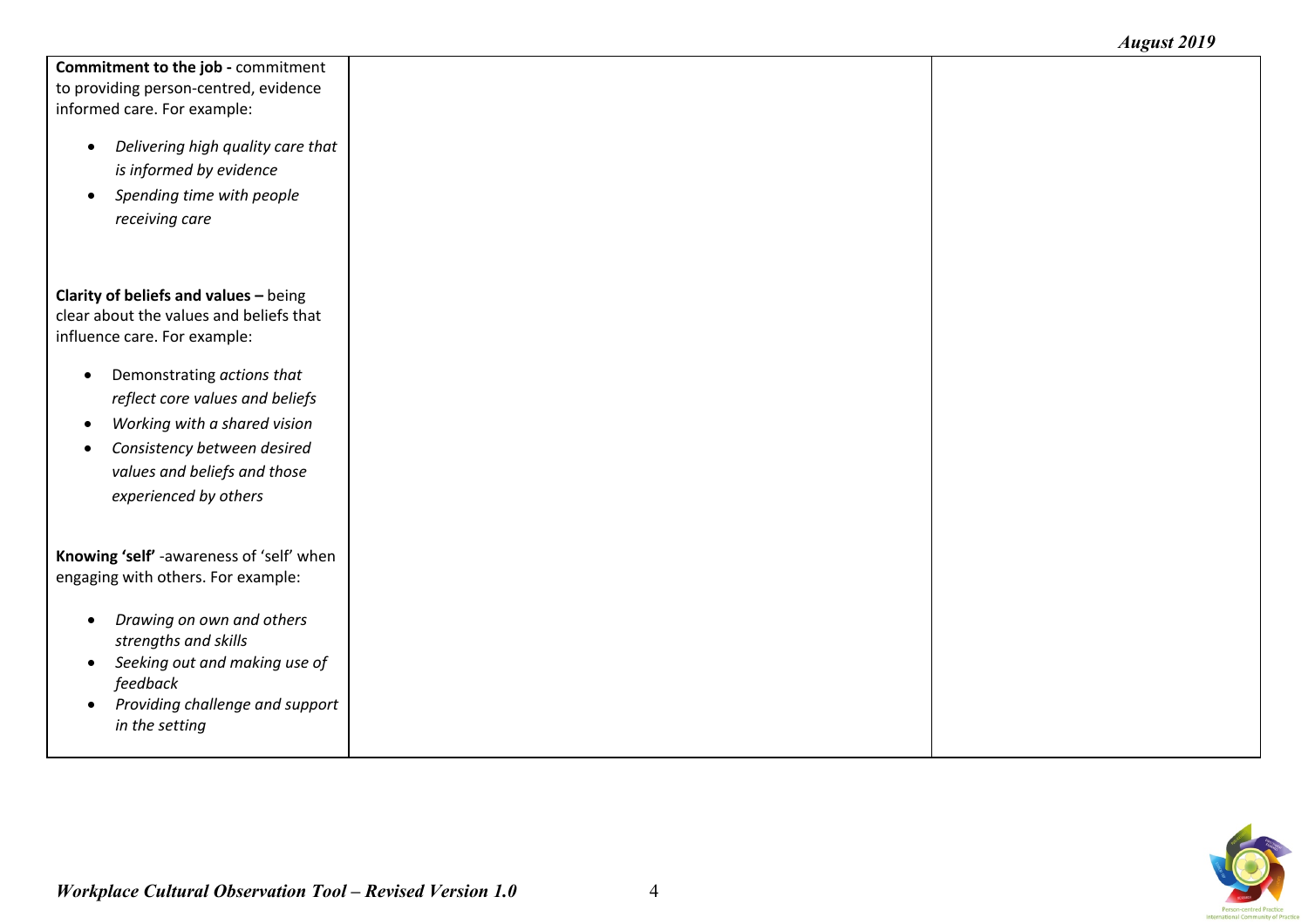| | | |
|---|---|---|
| **Commitment to the job -** commitment to providing person-centred, evidence informed care. For example:<br><br>• *Delivering high quality care that is informed by evidence*<br>• *Spending time with people receiving care*<br><br>**Clarity of beliefs and values –** being clear about the values and beliefs that influence care. For example:<br><br>• Demonstrating *actions that reflect core values and beliefs*<br>• *Working with a shared vision*<br>• *Consistency between desired values and beliefs and those experienced by others*<br><br>**Knowing 'self'** -awareness of 'self' when engaging with others. For example:<br><br>• *Drawing on own and others strengths and skills*<br>• *Seeking out and making use of feedback*<br>• *Providing challenge and support in the setting* | | |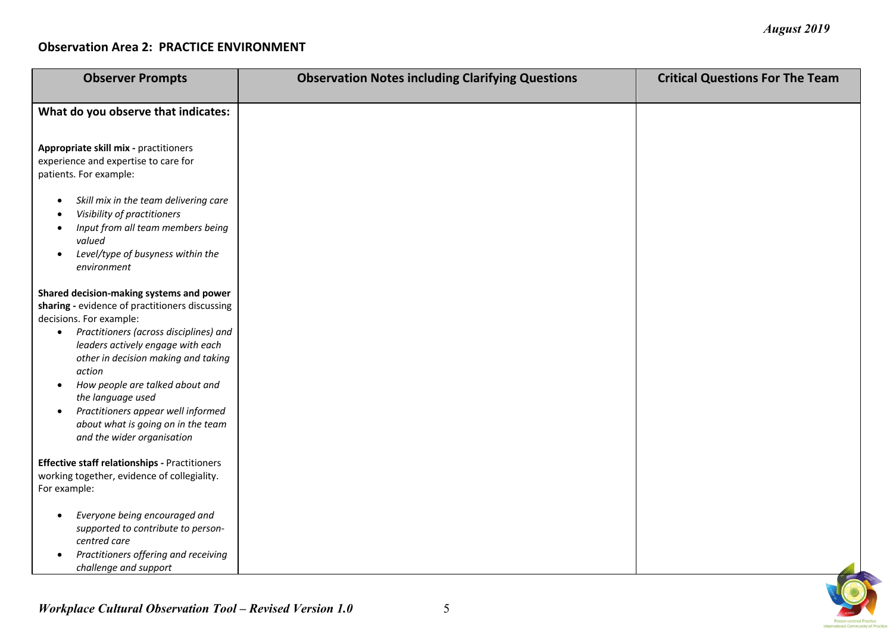## Observation Area 2: PRACTICE ENVIRONMENT

| Observer Prompts | Observation Notes including Clarifying Questions | Critical Questions For The Team |
|---|---|---|
| **What do you observe that indicates:**<br><br>**Appropriate skill mix -** practitioners experience and expertise to care for patients. For example:<br>• *Skill mix in the team delivering care*<br>• *Visibility of practitioners*<br>• *Input from all team members being valued*<br>• *Level/type of busyness within the environment*<br><br>**Shared decision-making systems and power sharing -** evidence of practitioners discussing decisions. For example:<br>• *Practitioners (across disciplines) and leaders actively engage with each other in decision making and taking action*<br>• *How people are talked about and the language used*<br>• *Practitioners appear well informed about what is going on in the team and the wider organisation*<br><br>**Effective staff relationships -** Practitioners working together, evidence of collegiality. For example:<br>• *Everyone being encouraged and supported to contribute to person-centred care*<br>• *Practitioners offering and receiving challenge and support* | | |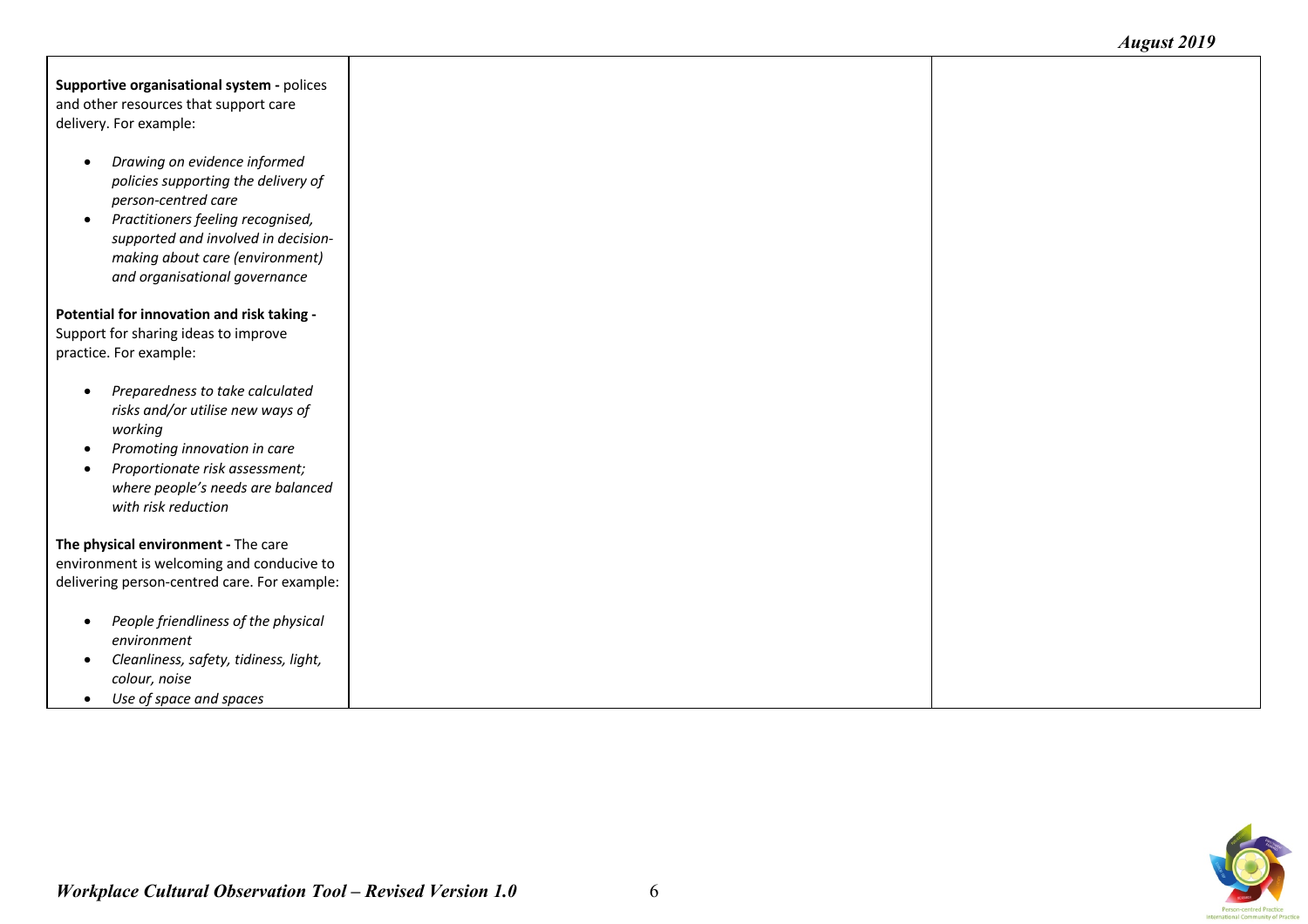| | | |
|---|---|---|
| **Supportive organisational system -** polices and other resources that support care delivery. For example:<br><br>• *Drawing on evidence informed policies supporting the delivery of person-centred care*<br>• *Practitioners feeling recognised, supported and involved in decision-making about care (environment) and organisational governance*<br><br>**Potential for innovation and risk taking -** Support for sharing ideas to improve practice. For example:<br><br>• *Preparedness to take calculated risks and/or utilise new ways of working*<br>• *Promoting innovation in care*<br>• *Proportionate risk assessment; where people's needs are balanced with risk reduction*<br><br>**The physical environment -** The care environment is welcoming and conducive to delivering person-centred care. For example:<br><br>• *People friendliness of the physical environment*<br>• *Cleanliness, safety, tidiness, light, colour, noise*<br>• *Use of space and spaces* | | |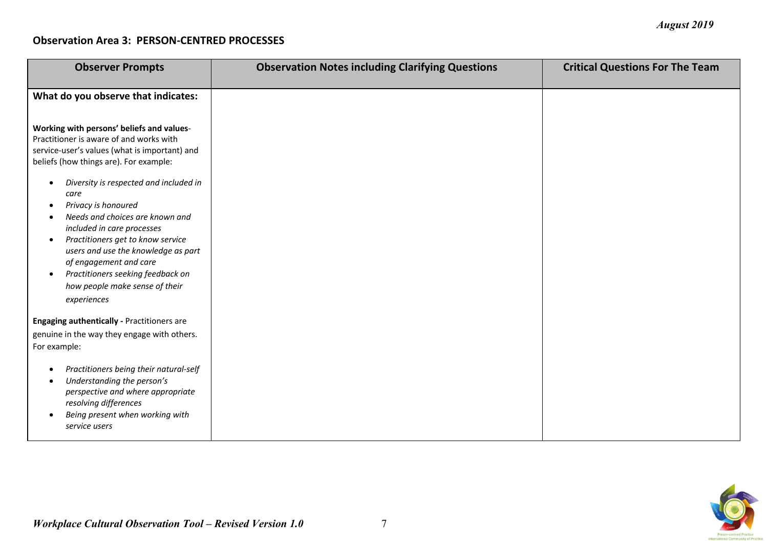## Observation Area 3: PERSON-CENTRED PROCESSES

| Observer Prompts | Observation Notes including Clarifying Questions | Critical Questions For The Team |
|---|---|---|
| **What do you observe that indicates:**<br><br>**Working with persons' beliefs and values**- Practitioner is aware of and works with service-user's values (what is important) and beliefs (how things are). For example:<br>• *Diversity is respected and included in care*<br>• *Privacy is honoured*<br>• *Needs and choices are known and included in care processes*<br>• *Practitioners get to know service users and use the knowledge as part of engagement and care*<br>• *Practitioners seeking feedback on how people make sense of their experiences*<br><br>**Engaging authentically -** Practitioners are genuine in the way they engage with others. For example:<br>• *Practitioners being their natural-self*<br>• *Understanding the person's perspective and where appropriate resolving differences*<br>• *Being present when working with service users* | | |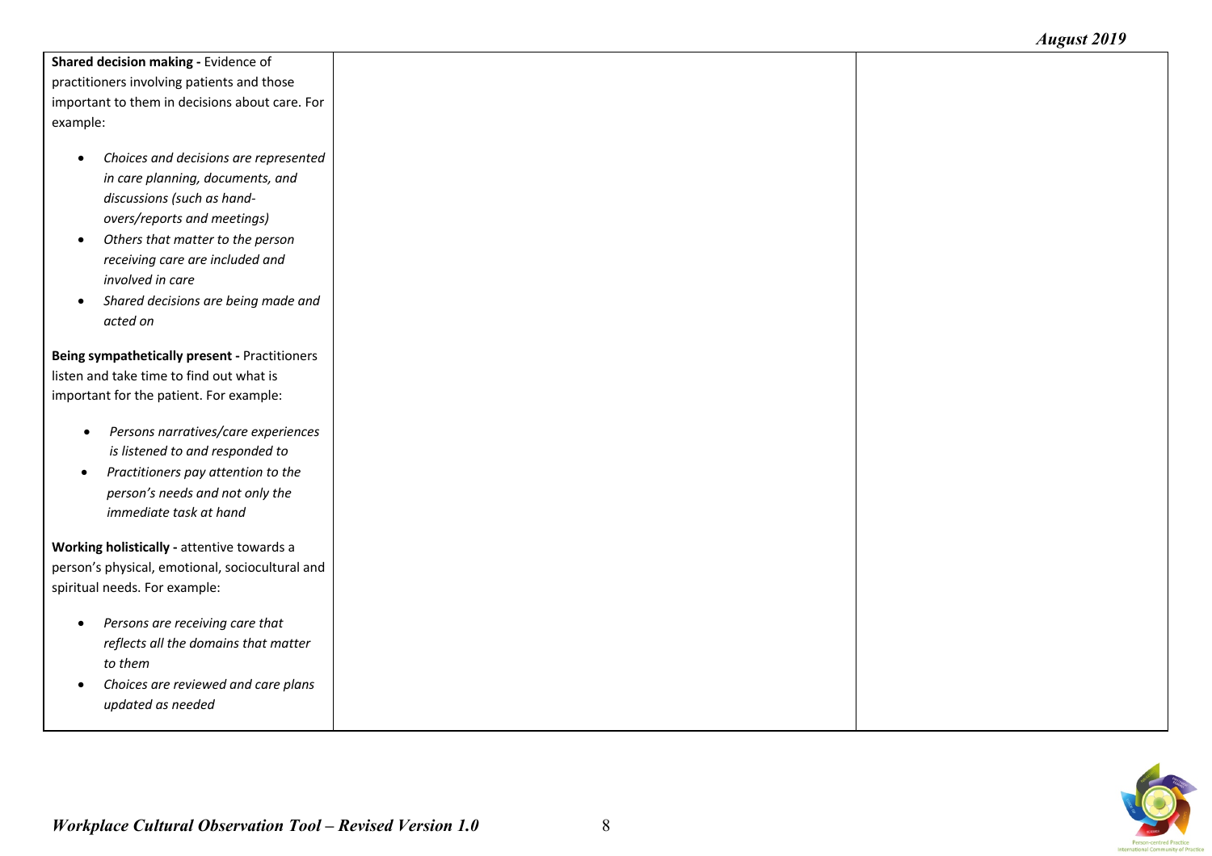| | | |
|---|---|---|
| **Shared decision making -** Evidence of practitioners involving patients and those important to them in decisions about care. For example:<br><br>• *Choices and decisions are represented in care planning, documents, and discussions (such as hand-overs/reports and meetings)*<br>• *Others that matter to the person receiving care are included and involved in care*<br>• *Shared decisions are being made and acted on*<br><br>**Being sympathetically present -** Practitioners listen and take time to find out what is important for the patient. For example:<br><br>• *Persons narratives/care experiences is listened to and responded to*<br>• *Practitioners pay attention to the person's needs and not only the immediate task at hand*<br><br>**Working holistically -** attentive towards a person's physical, emotional, sociocultural and spiritual needs. For example:<br><br>• *Persons are receiving care that reflects all the domains that matter to them*<br>• *Choices are reviewed and care plans updated as needed* | | |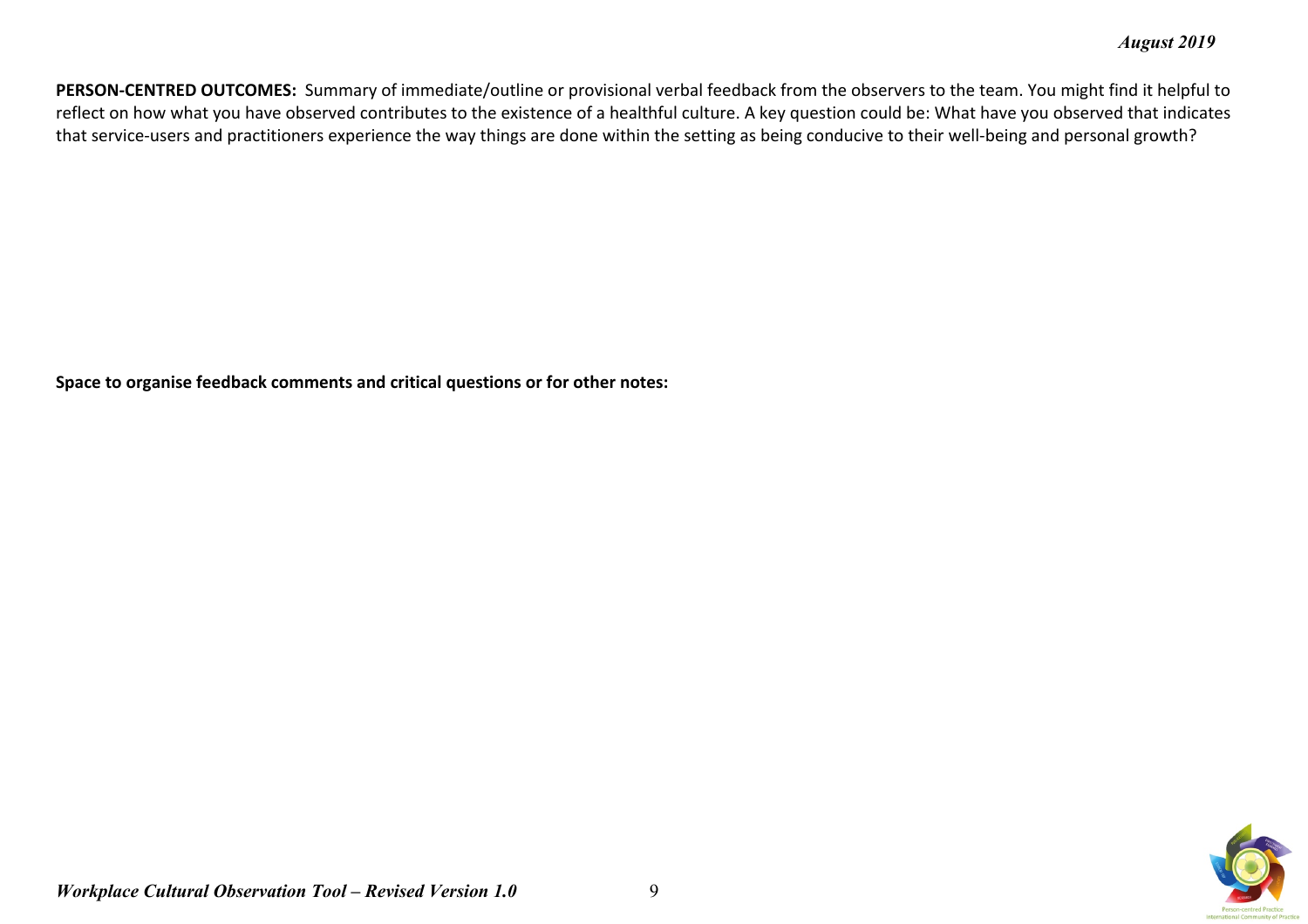**PERSON-CENTRED OUTCOMES:** Summary of immediate/outline or provisional verbal feedback from the observers to the team. You might find it helpful to reflect on how what you have observed contributes to the existence of a healthful culture. A key question could be: What have you observed that indicates that service-users and practitioners experience the way things are done within the setting as being conducive to their well-being and personal growth?

**Space to organise feedback comments and critical questions or for other notes:**